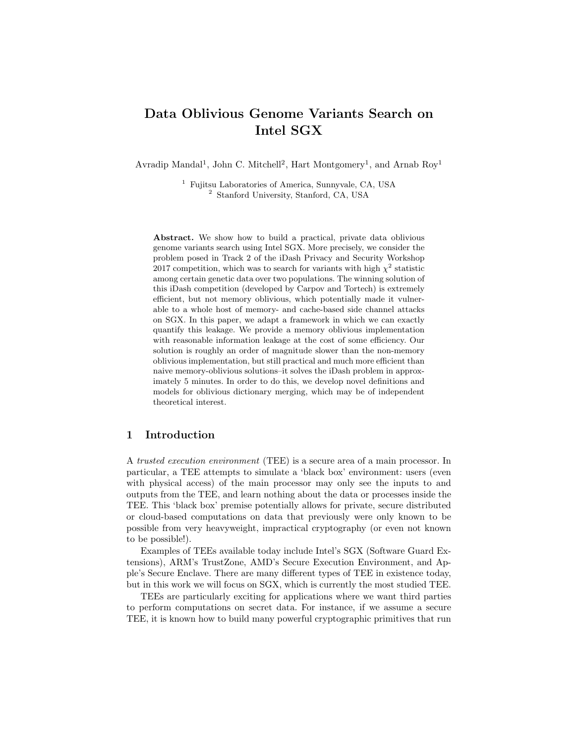# Data Oblivious Genome Variants Search on Intel SGX

Avradip Mandal[1], John C. Mitchell[2], Hart Montgomery[1], and Arnab Roy[1]

[1] Fujitsu Laboratories of America, Sunnyvale, CA, USA
[2] Stanford University, Stanford, CA, USA

**Abstract.** We show how to build a practical, private data oblivious genome variants search using Intel SGX. More precisely, we consider the problem posed in Track 2 of the iDash Privacy and Security Workshop 2017 competition, which was to search for variants with high $\chi^2$ statistic among certain genetic data over two populations. The winning solution of this iDash competition (developed by Carpov and Tortech) is extremely efficient, but not memory oblivious, which potentially made it vulnerable to a whole host of memory- and cache-based side channel attacks on SGX. In this paper, we adapt a framework in which we can exactly quantify this leakage. We provide a memory oblivious implementation with reasonable information leakage at the cost of some efficiency. Our solution is roughly an order of magnitude slower than the non-memory oblivious implementation, but still practical and much more efficient than naive memory-oblivious solutions–it solves the iDash problem in approximately 5 minutes. In order to do this, we develop novel definitions and models for oblivious dictionary merging, which may be of independent theoretical interest.

## 1 Introduction

A *trusted execution environment* (TEE) is a secure area of a main processor. In particular, a TEE attempts to simulate a 'black box' environment: users (even with physical access) of the main processor may only see the inputs to and outputs from the TEE, and learn nothing about the data or processes inside the TEE. This 'black box' premise potentially allows for private, secure distributed or cloud-based computations on data that previously were only known to be possible from very heavyweight, impractical cryptography (or even not known to be possible!).

Examples of TEEs available today include Intel's SGX (Software Guard Extensions), ARM's TrustZone, AMD's Secure Execution Environment, and Apple's Secure Enclave. There are many different types of TEE in existence today, but in this work we will focus on SGX, which is currently the most studied TEE.

TEEs are particularly exciting for applications where we want third parties to perform computations on secret data. For instance, if we assume a secure TEE, it is known how to build many powerful cryptographic primitives that run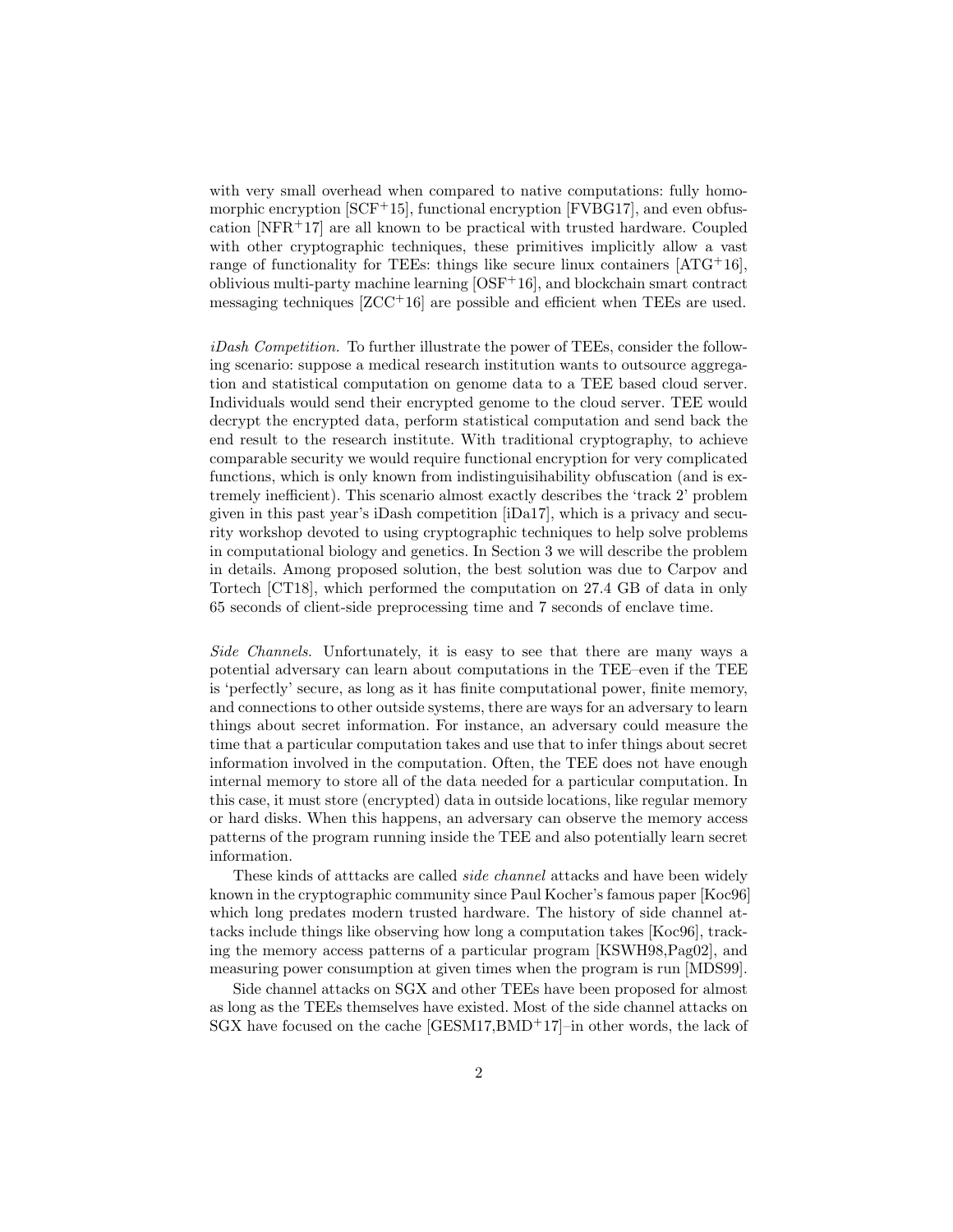with very small overhead when compared to native computations: fully homomorphic encryption [SCF+15], functional encryption [FVBG17], and even obfuscation [NFR+17] are all known to be practical with trusted hardware. Coupled with other cryptographic techniques, these primitives implicitly allow a vast range of functionality for TEEs: things like secure linux containers [ATG+16], oblivious multi-party machine learning [OSF+16], and blockchain smart contract messaging techniques [ZCC+16] are possible and efficient when TEEs are used.

*iDash Competition.* To further illustrate the power of TEEs, consider the following scenario: suppose a medical research institution wants to outsource aggregation and statistical computation on genome data to a TEE based cloud server. Individuals would send their encrypted genome to the cloud server. TEE would decrypt the encrypted data, perform statistical computation and send back the end result to the research institute. With traditional cryptography, to achieve comparable security we would require functional encryption for very complicated functions, which is only known from indistinguisihability obfuscation (and is extremely inefficient). This scenario almost exactly describes the 'track 2' problem given in this past year's iDash competition [iDa17], which is a privacy and security workshop devoted to using cryptographic techniques to help solve problems in computational biology and genetics. In Section 3 we will describe the problem in details. Among proposed solution, the best solution was due to Carpov and Tortech [CT18], which performed the computation on 27.4 GB of data in only 65 seconds of client-side preprocessing time and 7 seconds of enclave time.

*Side Channels.* Unfortunately, it is easy to see that there are many ways a potential adversary can learn about computations in the TEE–even if the TEE is 'perfectly' secure, as long as it has finite computational power, finite memory, and connections to other outside systems, there are ways for an adversary to learn things about secret information. For instance, an adversary could measure the time that a particular computation takes and use that to infer things about secret information involved in the computation. Often, the TEE does not have enough internal memory to store all of the data needed for a particular computation. In this case, it must store (encrypted) data in outside locations, like regular memory or hard disks. When this happens, an adversary can observe the memory access patterns of the program running inside the TEE and also potentially learn secret information.

These kinds of atttacks are called *side channel* attacks and have been widely known in the cryptographic community since Paul Kocher's famous paper [Koc96] which long predates modern trusted hardware. The history of side channel attacks include things like observing how long a computation takes [Koc96], tracking the memory access patterns of a particular program [KSWH98,Pag02], and measuring power consumption at given times when the program is run [MDS99].

Side channel attacks on SGX and other TEEs have been proposed for almost as long as the TEEs themselves have existed. Most of the side channel attacks on SGX have focused on the cache [GESM17,BMD+17]–in other words, the lack of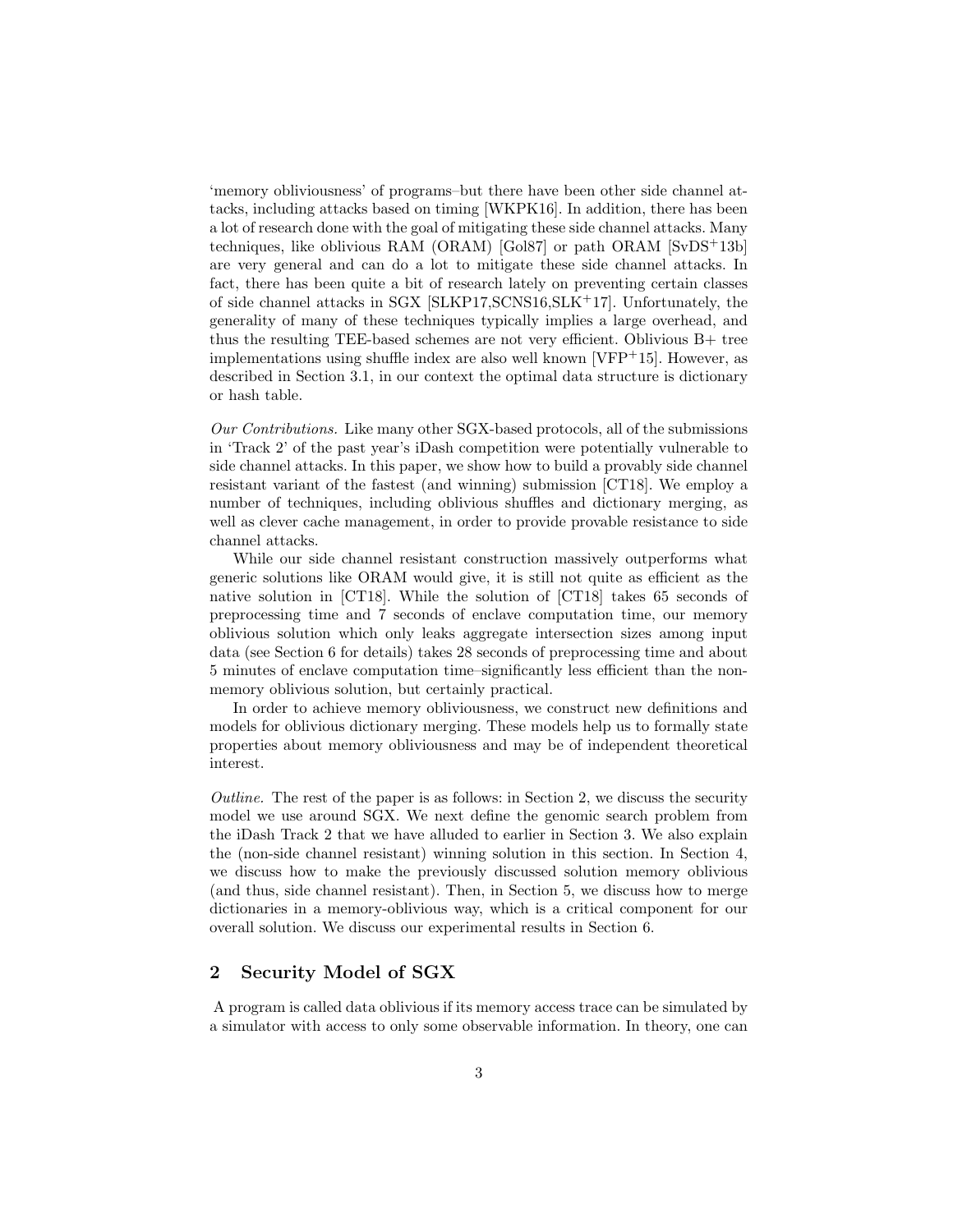'memory obliviousness' of programs–but there have been other side channel attacks, including attacks based on timing [WKPK16]. In addition, there has been a lot of research done with the goal of mitigating these side channel attacks. Many techniques, like oblivious RAM (ORAM) [Gol87] or path ORAM [SvDS+13b] are very general and can do a lot to mitigate these side channel attacks. In fact, there has been quite a bit of research lately on preventing certain classes of side channel attacks in SGX [SLKP17,SCNS16,SLK+17]. Unfortunately, the generality of many of these techniques typically implies a large overhead, and thus the resulting TEE-based schemes are not very efficient. Oblivious B+ tree implementations using shuffle index are also well known [VFP+15]. However, as described in Section 3.1, in our context the optimal data structure is dictionary or hash table.

*Our Contributions.* Like many other SGX-based protocols, all of the submissions in 'Track 2' of the past year's iDash competition were potentially vulnerable to side channel attacks. In this paper, we show how to build a provably side channel resistant variant of the fastest (and winning) submission [CT18]. We employ a number of techniques, including oblivious shuffles and dictionary merging, as well as clever cache management, in order to provide provable resistance to side channel attacks.

While our side channel resistant construction massively outperforms what generic solutions like ORAM would give, it is still not quite as efficient as the native solution in [CT18]. While the solution of [CT18] takes 65 seconds of preprocessing time and 7 seconds of enclave computation time, our memory oblivious solution which only leaks aggregate intersection sizes among input data (see Section 6 for details) takes 28 seconds of preprocessing time and about 5 minutes of enclave computation time–significantly less efficient than the non-memory oblivious solution, but certainly practical.

In order to achieve memory obliviousness, we construct new definitions and models for oblivious dictionary merging. These models help us to formally state properties about memory obliviousness and may be of independent theoretical interest.

*Outline.* The rest of the paper is as follows: in Section 2, we discuss the security model we use around SGX. We next define the genomic search problem from the iDash Track 2 that we have alluded to earlier in Section 3. We also explain the (non-side channel resistant) winning solution in this section. In Section 4, we discuss how to make the previously discussed solution memory oblivious (and thus, side channel resistant). Then, in Section 5, we discuss how to merge dictionaries in a memory-oblivious way, which is a critical component for our overall solution. We discuss our experimental results in Section 6.

## 2 Security Model of SGX

A program is called data oblivious if its memory access trace can be simulated by a simulator with access to only some observable information. In theory, one can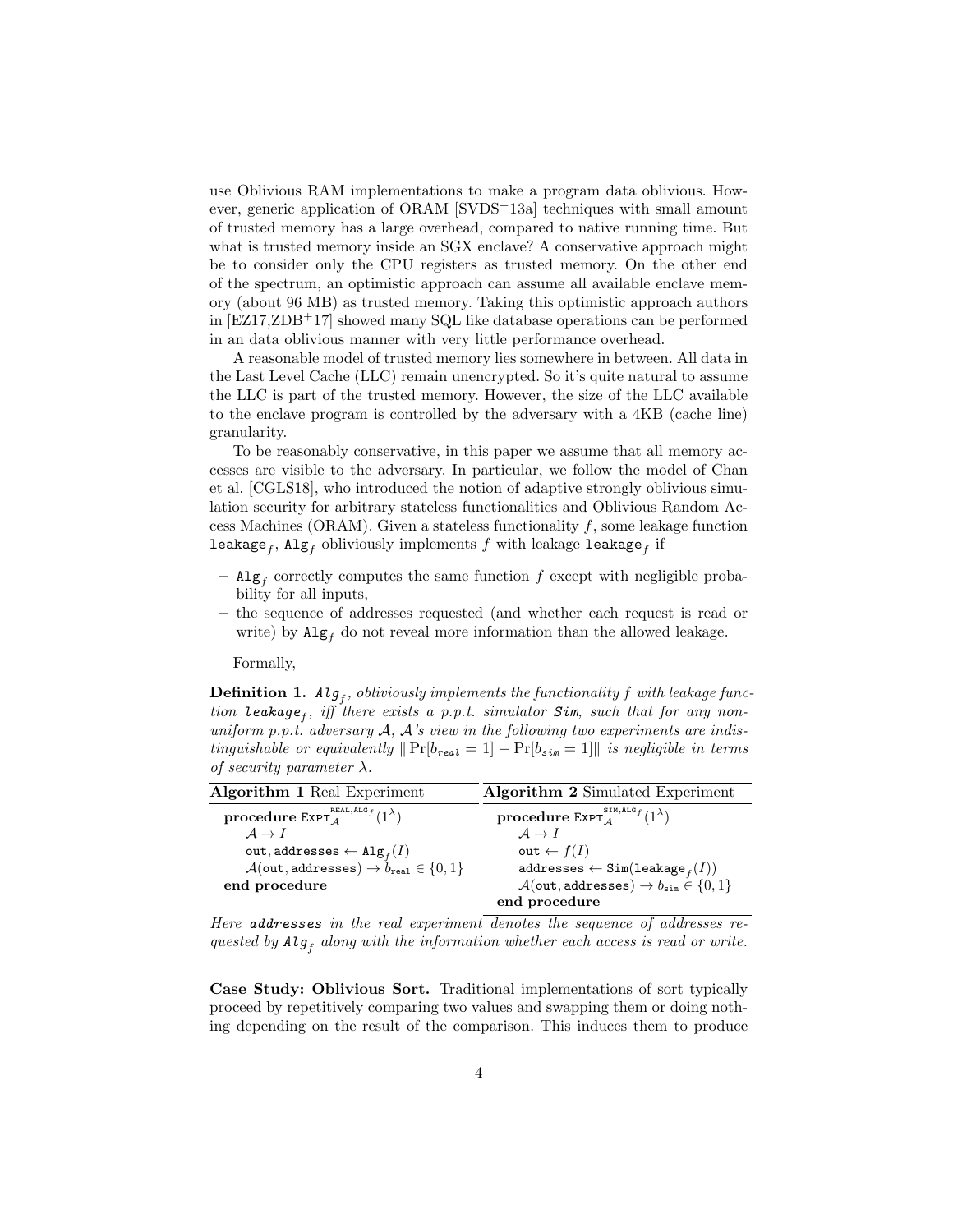use Oblivious RAM implementations to make a program data oblivious. However, generic application of ORAM [SVDS+13a] techniques with small amount of trusted memory has a large overhead, compared to native running time. But what is trusted memory inside an SGX enclave? A conservative approach might be to consider only the CPU registers as trusted memory. On the other end of the spectrum, an optimistic approach can assume all available enclave memory (about 96 MB) as trusted memory. Taking this optimistic approach authors in [EZ17,ZDB+17] showed many SQL like database operations can be performed in an data oblivious manner with very little performance overhead.

A reasonable model of trusted memory lies somewhere in between. All data in the Last Level Cache (LLC) remain unencrypted. So it's quite natural to assume the LLC is part of the trusted memory. However, the size of the LLC available to the enclave program is controlled by the adversary with a 4KB (cache line) granularity.

To be reasonably conservative, in this paper we assume that all memory accesses are visible to the adversary. In particular, we follow the model of Chan et al. [CGLS18], who introduced the notion of adaptive strongly oblivious simulation security for arbitrary stateless functionalities and Oblivious Random Access Machines (ORAM). Given a stateless functionality $f$, some leakage function $\texttt{leakage}_f$, $\texttt{Alg}_f$ obliviously implements $f$ with leakage $\texttt{leakage}_f$ if

- $\texttt{Alg}_f$ correctly computes the same function $f$ except with negligible probability for all inputs,
- the sequence of addresses requested (and whether each request is read or write) by $\texttt{Alg}_f$ do not reveal more information than the allowed leakage.

Formally,

**Definition 1.** *$\texttt{Alg}_f$, obliviously implements the functionality $f$ with leakage function $\texttt{leakage}_f$, iff there exists a p.p.t. simulator $\texttt{Sim}$, such that for any non-uniform p.p.t. adversary $\mathcal{A}$, $\mathcal{A}$'s view in the following two experiments are indistinguishable or equivalently $\| \Pr[b_{real} = 1] - \Pr[b_{sim} = 1] \|$ is negligible in terms of security parameter $\lambda$.*

| **Algorithm 1** Real Experiment | **Algorithm 2** Simulated Experiment |
|---|---|
| **procedure** $\text{Expt}_{\mathcal{A}}^{\text{REAL},\text{ALG}_f}(1^\lambda)$ | **procedure** $\text{Expt}_{\mathcal{A}}^{\text{SIM},\text{ALG}_f}(1^\lambda)$ |
| $\mathcal{A} \to I$ | $\mathcal{A} \to I$ |
| $\texttt{out}, \texttt{addresses} \leftarrow \texttt{Alg}_f(I)$ | $\texttt{out} \leftarrow f(I)$ |
| $\mathcal{A}(\texttt{out}, \texttt{addresses}) \to b_{\texttt{real}} \in \{0, 1\}$ | $\texttt{addresses} \leftarrow \texttt{Sim}(\texttt{leakage}_f(I))$ |
| **end procedure** | $\mathcal{A}(\texttt{out}, \texttt{addresses}) \to b_{\texttt{sim}} \in \{0, 1\}$ |
| | **end procedure** |

*Here $\texttt{addresses}$ in the real experiment denotes the sequence of addresses requested by $\texttt{Alg}_f$ along with the information whether each access is read or write.*

**Case Study: Oblivious Sort.** Traditional implementations of sort typically proceed by repetitively comparing two values and swapping them or doing nothing depending on the result of the comparison. This induces them to produce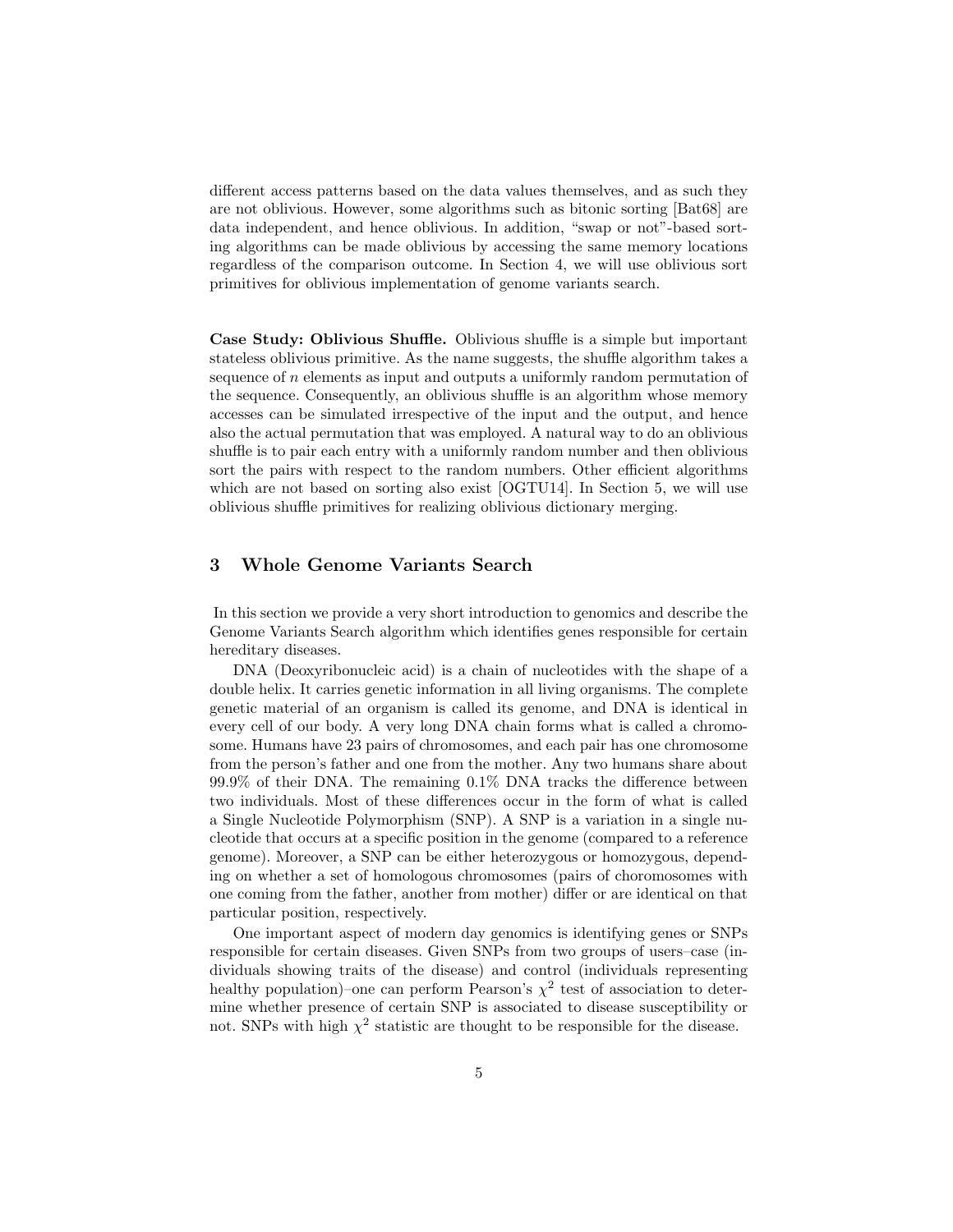different access patterns based on the data values themselves, and as such they are not oblivious. However, some algorithms such as bitonic sorting [Bat68] are data independent, and hence oblivious. In addition, "swap or not"-based sorting algorithms can be made oblivious by accessing the same memory locations regardless of the comparison outcome. In Section 4, we will use oblivious sort primitives for oblivious implementation of genome variants search.

**Case Study: Oblivious Shuffle.** Oblivious shuffle is a simple but important stateless oblivious primitive. As the name suggests, the shuffle algorithm takes a sequence of $n$ elements as input and outputs a uniformly random permutation of the sequence. Consequently, an oblivious shuffle is an algorithm whose memory accesses can be simulated irrespective of the input and the output, and hence also the actual permutation that was employed. A natural way to do an oblivious shuffle is to pair each entry with a uniformly random number and then oblivious sort the pairs with respect to the random numbers. Other efficient algorithms which are not based on sorting also exist [OGTU14]. In Section 5, we will use oblivious shuffle primitives for realizing oblivious dictionary merging.

## 3 Whole Genome Variants Search

In this section we provide a very short introduction to genomics and describe the Genome Variants Search algorithm which identifies genes responsible for certain hereditary diseases.

DNA (Deoxyribonucleic acid) is a chain of nucleotides with the shape of a double helix. It carries genetic information in all living organisms. The complete genetic material of an organism is called its genome, and DNA is identical in every cell of our body. A very long DNA chain forms what is called a chromosome. Humans have 23 pairs of chromosomes, and each pair has one chromosome from the person's father and one from the mother. Any two humans share about 99.9% of their DNA. The remaining 0.1% DNA tracks the difference between two individuals. Most of these differences occur in the form of what is called a Single Nucleotide Polymorphism (SNP). A SNP is a variation in a single nucleotide that occurs at a specific position in the genome (compared to a reference genome). Moreover, a SNP can be either heterozygous or homozygous, depending on whether a set of homologous chromosomes (pairs of choromosomes with one coming from the father, another from mother) differ or are identical on that particular position, respectively.

One important aspect of modern day genomics is identifying genes or SNPs responsible for certain diseases. Given SNPs from two groups of users–case (individuals showing traits of the disease) and control (individuals representing healthy population)–one can perform Pearson's $\chi^2$ test of association to determine whether presence of certain SNP is associated to disease susceptibility or not. SNPs with high $\chi^2$ statistic are thought to be responsible for the disease.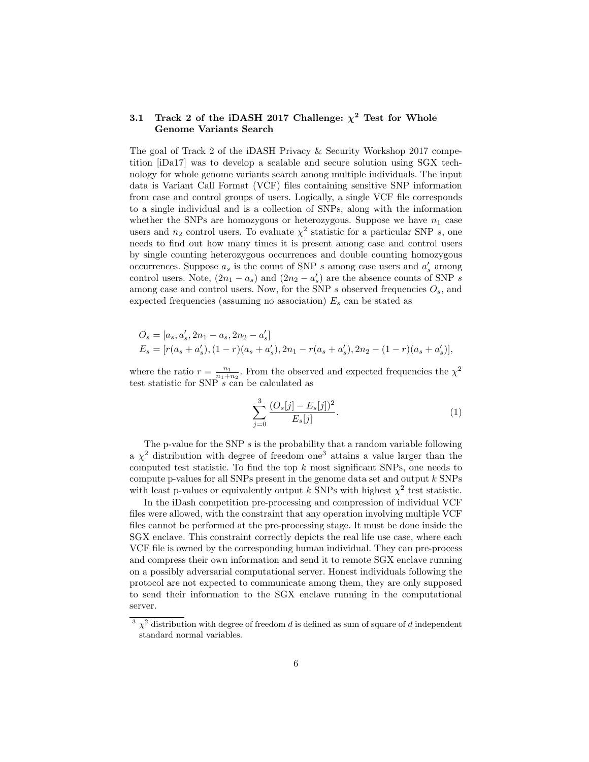### 3.1 Track 2 of the iDASH 2017 Challenge: $\chi^2$ Test for Whole Genome Variants Search

The goal of Track 2 of the iDASH Privacy & Security Workshop 2017 competition [iDa17] was to develop a scalable and secure solution using SGX technology for whole genome variants search among multiple individuals. The input data is Variant Call Format (VCF) files containing sensitive SNP information from case and control groups of users. Logically, a single VCF file corresponds to a single individual and is a collection of SNPs, along with the information whether the SNPs are homozygous or heterozygous. Suppose we have $n_1$ case users and $n_2$ control users. To evaluate $\chi^2$ statistic for a particular SNP $s$, one needs to find out how many times it is present among case and control users by single counting heterozygous occurrences and double counting homozygous occurrences. Suppose $a_s$ is the count of SNP $s$ among case users and $a'_s$ among control users. Note, $(2n_1 - a_s)$ and $(2n_2 - a'_s)$ are the absence counts of SNP $s$ among case and control users. Now, for the SNP $s$ observed frequencies $O_s$, and expected frequencies (assuming no association) $E_s$ can be stated as

$$
\begin{aligned}
O_s &= [a_s, a'_s, 2n_1 - a_s, 2n_2 - a'_s] \\
E_s &= [r(a_s + a'_s), (1-r)(a_s + a'_s), 2n_1 - r(a_s + a'_s), 2n_2 - (1-r)(a_s + a'_s)],
\end{aligned}
$$

where the ratio $r = \frac{n_1}{n_1+n_2}$. From the observed and expected frequencies the $\chi^2$ test statistic for SNP $s$ can be calculated as

$$
\sum_{j=0}^{3} \frac{(O_s[j] - E_s[j])^2}{E_s[j]}. \tag{1}
$$

The p-value for the SNP $s$ is the probability that a random variable following a $\chi^2$ distribution with degree of freedom one[3] attains a value larger than the computed test statistic. To find the top $k$ most significant SNPs, one needs to compute p-values for all SNPs present in the genome data set and output $k$ SNPs with least p-values or equivalently output $k$ SNPs with highest $\chi^2$ test statistic.

In the iDash competition pre-processing and compression of individual VCF files were allowed, with the constraint that any operation involving multiple VCF files cannot be performed at the pre-processing stage. It must be done inside the SGX enclave. This constraint correctly depicts the real life use case, where each VCF file is owned by the corresponding human individual. They can pre-process and compress their own information and send it to remote SGX enclave running on a possibly adversarial computational server. Honest individuals following the protocol are not expected to communicate among them, they are only supposed to send their information to the SGX enclave running in the computational server.

[3] $\chi^2$ distribution with degree of freedom $d$ is defined as sum of square of $d$ independent standard normal variables.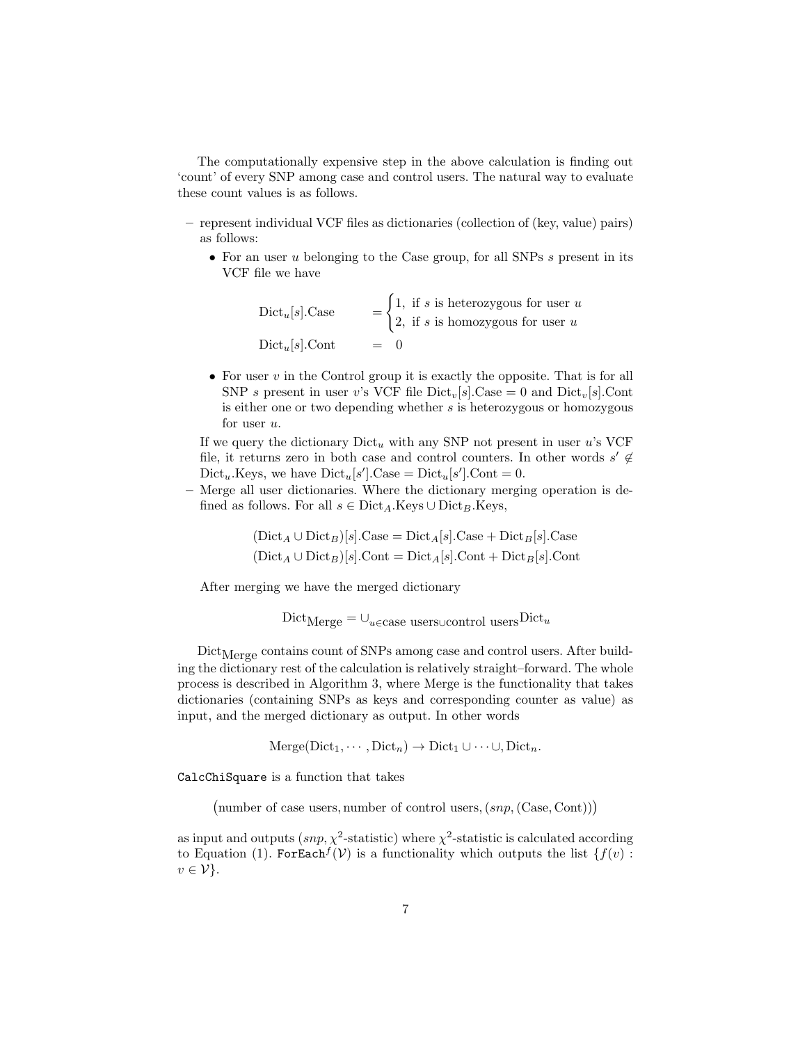The computationally expensive step in the above calculation is finding out 'count' of every SNP among case and control users. The natural way to evaluate these count values is as follows.

- represent individual VCF files as dictionaries (collection of (key, value) pairs) as follows:
  - For an user $u$ belonging to the Case group, for all SNPs $s$ present in its VCF file we have

$$\text{Dict}_u[s].\text{Case} = \begin{cases} 1, & \text{if } s \text{ is heterozygous for user } u \\ 2, & \text{if } s \text{ is homozygous for user } u \end{cases}$$

$$\text{Dict}_u[s].\text{Cont} = 0$$

  - For user $v$ in the Control group it is exactly the opposite. That is for all SNP $s$ present in user $v$'s VCF file $\text{Dict}_v[s].\text{Case} = 0$ and $\text{Dict}_v[s].\text{Cont}$ is either one or two depending whether $s$ is heterozygous or homozygous for user $u$.

  If we query the dictionary $\text{Dict}_u$ with any SNP not present in user $u$'s VCF file, it returns zero in both case and control counters. In other words $s' \notin \text{Dict}_u.\text{Keys}$, we have $\text{Dict}_u[s'].\text{Case} = \text{Dict}_u[s'].\text{Cont} = 0$.
- Merge all user dictionaries. Where the dictionary merging operation is defined as follows. For all $s \in \text{Dict}_A.\text{Keys} \cup \text{Dict}_B.\text{Keys}$,

$$(\text{Dict}_A \cup \text{Dict}_B)[s].\text{Case} = \text{Dict}_A[s].\text{Case} + \text{Dict}_B[s].\text{Case}$$
$$(\text{Dict}_A \cup \text{Dict}_B)[s].\text{Cont} = \text{Dict}_A[s].\text{Cont} + \text{Dict}_B[s].\text{Cont}$$

  After merging we have the merged dictionary

$$\text{Dict}_{\text{Merge}} = \cup_{u \in \text{case users} \cup \text{control users}} \text{Dict}_u$$

$\text{Dict}_{\text{Merge}}$ contains count of SNPs among case and control users. After building the dictionary rest of the calculation is relatively straight–forward. The whole process is described in Algorithm 3, where Merge is the functionality that takes dictionaries (containing SNPs as keys and corresponding counter as value) as input, and the merged dictionary as output. In other words

$$\text{Merge}(\text{Dict}_1, \cdots, \text{Dict}_n) \rightarrow \text{Dict}_1 \cup \cdots \cup, \text{Dict}_n.$$

`CalcChiSquare` is a function that takes

$$\big(\text{number of case users}, \text{number of control users}, (snp, (\text{Case}, \text{Cont}))\big)$$

as input and outputs ($snp$, $\chi^2$-statistic) where $\chi^2$-statistic is calculated according to Equation (1). $\texttt{ForEach}^f(\mathcal{V})$ is a functionality which outputs the list $\{f(v) : v \in \mathcal{V}\}$.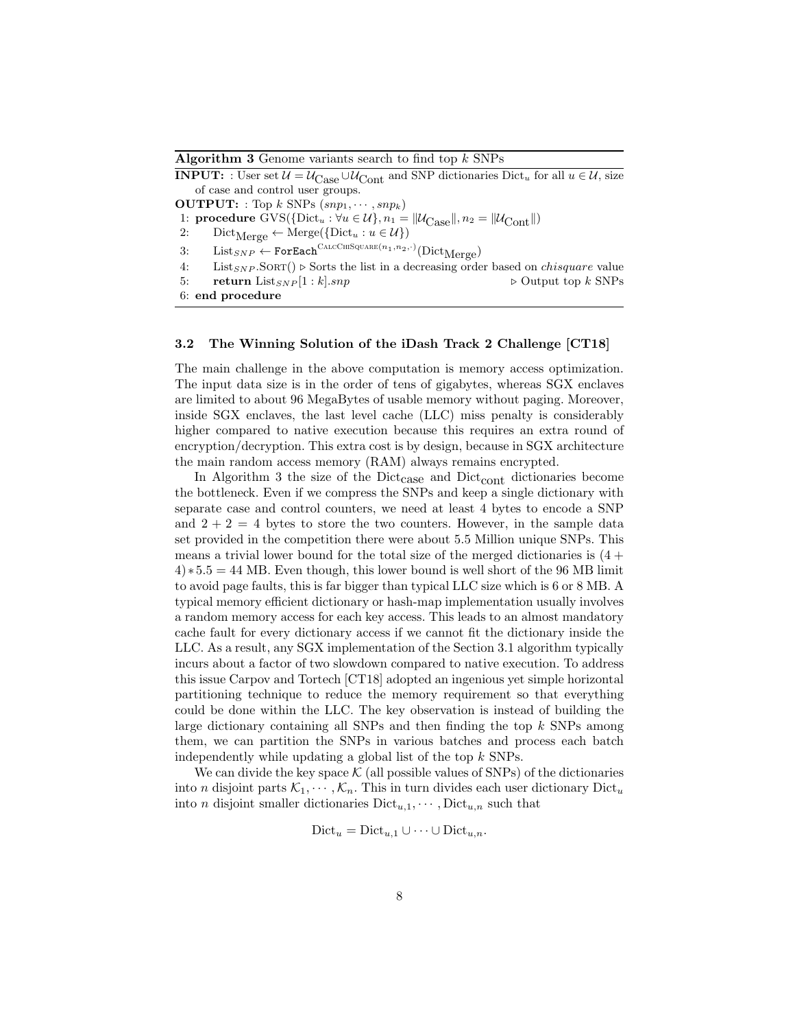**Algorithm 3** Genome variants search to find top $k$ SNPs

**INPUT:** : User set $\mathcal{U} = \mathcal{U}_{\text{Case}} \cup \mathcal{U}_{\text{Cont}}$ and SNP dictionaries $\text{Dict}_u$ for all $u \in \mathcal{U}$, size of case and control user groups.

**OUTPUT:** : Top $k$ SNPs $(snp_1, \cdots, snp_k)$

1: **procedure** GVS($\{\text{Dict}_u : \forall u \in \mathcal{U}\}, n_1 = \|\mathcal{U}_{\text{Case}}\|, n_2 = \|\mathcal{U}_{\text{Cont}}\|$)
2: $\quad \text{Dict}_{\text{Merge}} \leftarrow \text{Merge}(\{\text{Dict}_u : u \in \mathcal{U}\})$
3: $\quad \text{List}_{SNP} \leftarrow \texttt{ForEach}^{\text{CalcChiSquare}(n_1, n_2, \cdot)}(\text{Dict}_{\text{Merge}})$
4: $\quad \text{List}_{SNP}.\text{Sort}()$ ▷ Sorts the list in a decreasing order based on *chisquare* value
5: $\quad$ **return** $\text{List}_{SNP}[1:k].snp$ ▷ Output top $k$ SNPs
6: **end procedure**

### 3.2 The Winning Solution of the iDash Track 2 Challenge [CT18]

The main challenge in the above computation is memory access optimization. The input data size is in the order of tens of gigabytes, whereas SGX enclaves are limited to about 96 MegaBytes of usable memory without paging. Moreover, inside SGX enclaves, the last level cache (LLC) miss penalty is considerably higher compared to native execution because this requires an extra round of encryption/decryption. This extra cost is by design, because in SGX architecture the main random access memory (RAM) always remains encrypted.

In Algorithm 3 the size of the $\text{Dict}_{\text{case}}$ and $\text{Dict}_{\text{cont}}$ dictionaries become the bottleneck. Even if we compress the SNPs and keep a single dictionary with separate case and control counters, we need at least 4 bytes to encode a SNP and $2 + 2 = 4$ bytes to store the two counters. However, in the sample data set provided in the competition there were about 5.5 Million unique SNPs. This means a trivial lower bound for the total size of the merged dictionaries is $(4 + 4) * 5.5 = 44$ MB. Even though, this lower bound is well short of the 96 MB limit to avoid page faults, this is far bigger than typical LLC size which is 6 or 8 MB. A typical memory efficient dictionary or hash-map implementation usually involves a random memory access for each key access. This leads to an almost mandatory cache fault for every dictionary access if we cannot fit the dictionary inside the LLC. As a result, any SGX implementation of the Section 3.1 algorithm typically incurs about a factor of two slowdown compared to native execution. To address this issue Carpov and Tortech [CT18] adopted an ingenious yet simple horizontal partitioning technique to reduce the memory requirement so that everything could be done within the LLC. The key observation is instead of building the large dictionary containing all SNPs and then finding the top $k$ SNPs among them, we can partition the SNPs in various batches and process each batch independently while updating a global list of the top $k$ SNPs.

We can divide the key space $\mathcal{K}$ (all possible values of SNPs) of the dictionaries into $n$ disjoint parts $\mathcal{K}_1, \cdots, \mathcal{K}_n$. This in turn divides each user dictionary $\text{Dict}_u$ into $n$ disjoint smaller dictionaries $\text{Dict}_{u,1}, \cdots, \text{Dict}_{u,n}$ such that

$$\text{Dict}_u = \text{Dict}_{u,1} \cup \cdots \cup \text{Dict}_{u,n}.$$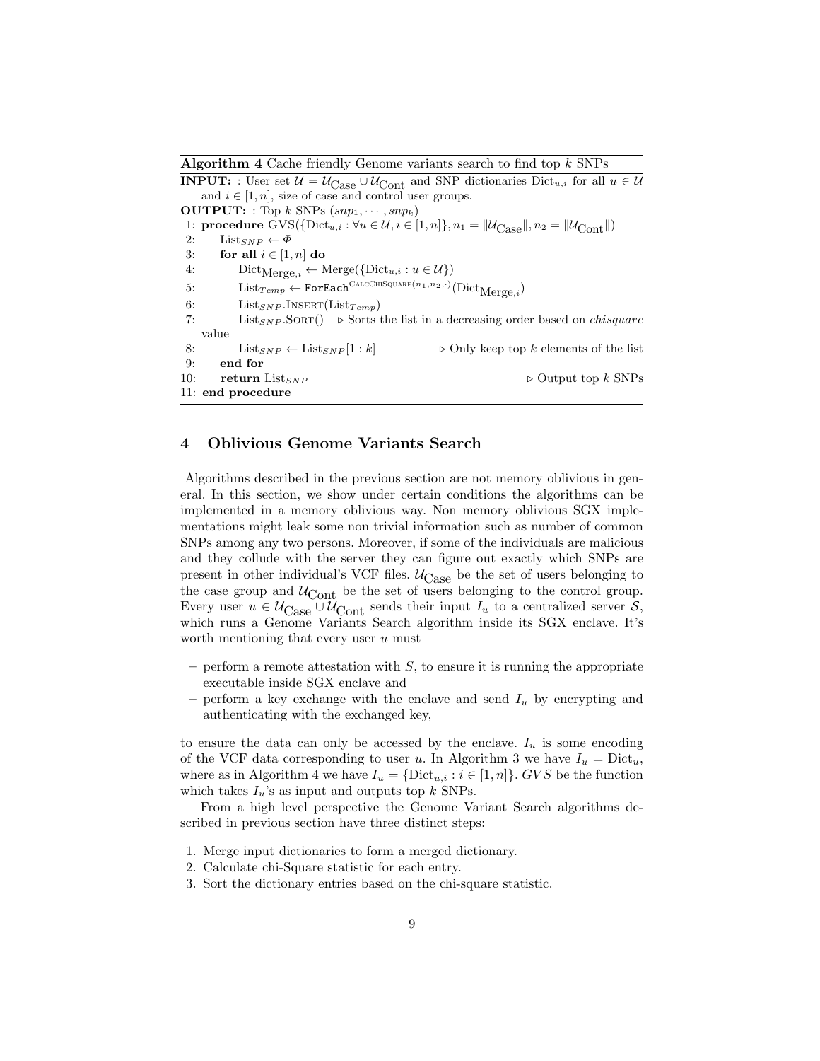**Algorithm 4** Cache friendly Genome variants search to find top $k$ SNPs

**INPUT:** : User set $\mathcal{U} = \mathcal{U}_{\text{Case}} \cup \mathcal{U}_{\text{Cont}}$ and SNP dictionaries $\text{Dict}_{u,i}$ for all $u \in \mathcal{U}$ and $i \in [1, n]$, size of case and control user groups.
**OUTPUT:** : Top $k$ SNPs $(snp_1, \cdots, snp_k)$

```
 1: procedure GVS({Dict_{u,i} : ∀u ∈ U, i ∈ [1,n]}, n_1 = ||U_Case||, n_2 = ||U_Cont||)
 2:     List_SNP ← Φ
 3:     for all i ∈ [1, n] do
 4:         Dict_Merge,i ← Merge({Dict_{u,i} : u ∈ U})
 5:         List_Temp ← ForEach^{CalcChiSquare(n_1, n_2, ·)}(Dict_Merge,i)
 6:         List_SNP.Insert(List_Temp)
 7:         List_SNP.Sort()    ▷ Sorts the list in a decreasing order based on chisquare value
 8:         List_SNP ← List_SNP[1 : k]          ▷ Only keep top k elements of the list
 9:     end for
10:     return List_SNP                          ▷ Output top k SNPs
11: end procedure
```

## 4 Oblivious Genome Variants Search

Algorithms described in the previous section are not memory oblivious in general. In this section, we show under certain conditions the algorithms can be implemented in a memory oblivious way. Non memory oblivious SGX implementations might leak some non trivial information such as number of common SNPs among any two persons. Moreover, if some of the individuals are malicious and they collude with the server they can figure out exactly which SNPs are present in other individual's VCF files. $\mathcal{U}_{\text{Case}}$ be the set of users belonging to the case group and $\mathcal{U}_{\text{Cont}}$ be the set of users belonging to the control group. Every user $u \in \mathcal{U}_{\text{Case}} \cup \mathcal{U}_{\text{Cont}}$ sends their input $I_u$ to a centralized server $\mathcal{S}$, which runs a Genome Variants Search algorithm inside its SGX enclave. It's worth mentioning that every user $u$ must

- perform a remote attestation with $S$, to ensure it is running the appropriate executable inside SGX enclave and
- perform a key exchange with the enclave and send $I_u$ by encrypting and authenticating with the exchanged key,

to ensure the data can only be accessed by the enclave. $I_u$ is some encoding of the VCF data corresponding to user $u$. In Algorithm 3 we have $I_u = \text{Dict}_u$, where as in Algorithm 4 we have $I_u = \{\text{Dict}_{u,i} : i \in [1, n]\}$. $GVS$ be the function which takes $I_u$'s as input and outputs top $k$ SNPs.

From a high level perspective the Genome Variant Search algorithms described in previous section have three distinct steps:

1. Merge input dictionaries to form a merged dictionary.
2. Calculate chi-Square statistic for each entry.
3. Sort the dictionary entries based on the chi-square statistic.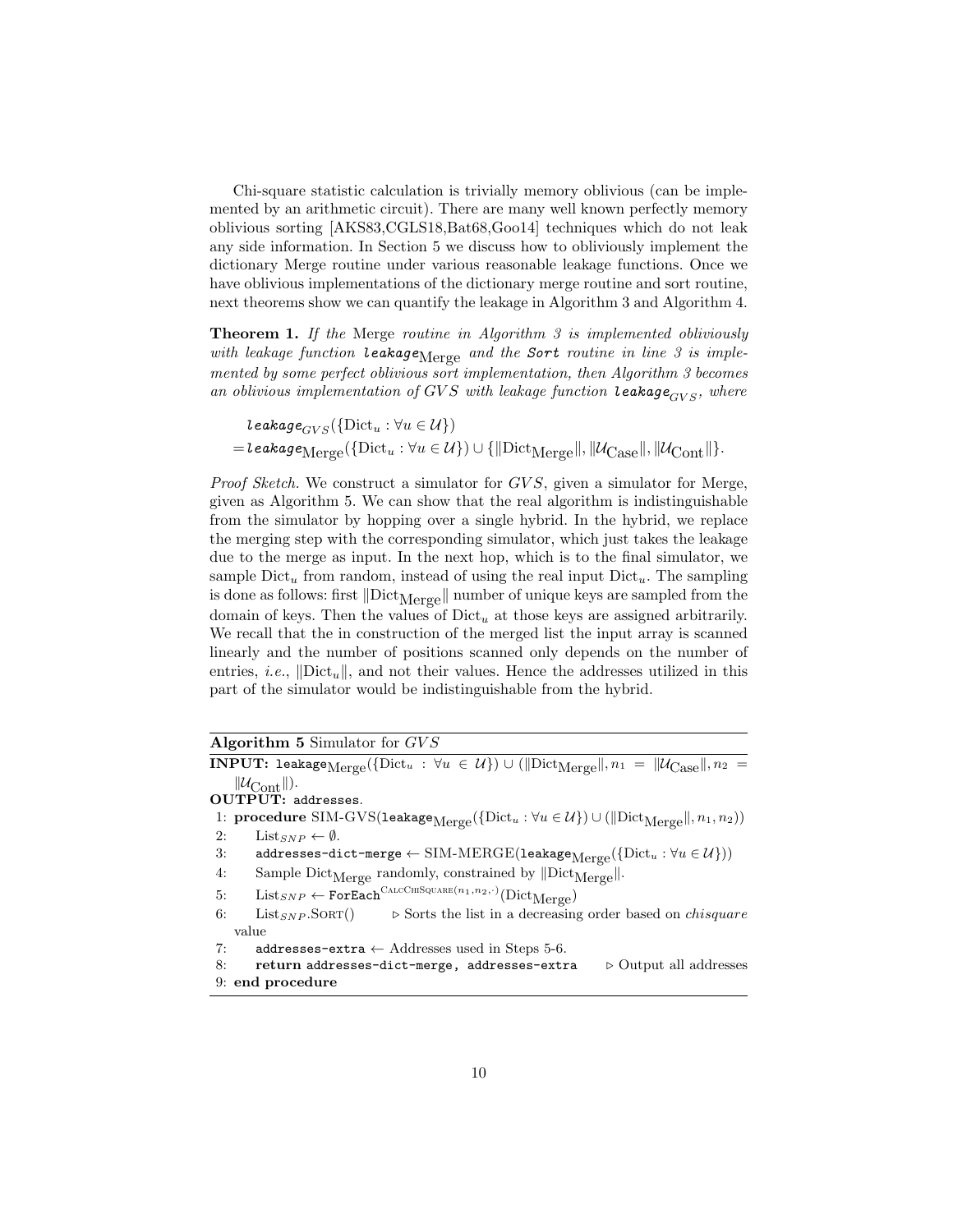Chi-square statistic calculation is trivially memory oblivious (can be implemented by an arithmetic circuit). There are many well known perfectly memory oblivious sorting [AKS83,CGLS18,Bat68,Goo14] techniques which do not leak any side information. In Section 5 we discuss how to obliviously implement the dictionary Merge routine under various reasonable leakage functions. Once we have oblivious implementations of the dictionary merge routine and sort routine, next theorems show we can quantify the leakage in Algorithm 3 and Algorithm 4.

**Theorem 1.** *If the* Merge *routine in Algorithm 3 is implemented obliviously with leakage function* $\texttt{leakage}_{\text{Merge}}$ *and the* **Sort** *routine in line 3 is implemented by some perfect oblivious sort implementation, then Algorithm 3 becomes an oblivious implementation of GVS with leakage function* $\texttt{leakage}_{GVS}$*, where*

$$
\begin{aligned}
&\texttt{leakage}_{GVS}(\{\text{Dict}_u : \forall u \in \mathcal{U}\}) \\
&= \texttt{leakage}_{\text{Merge}}(\{\text{Dict}_u : \forall u \in \mathcal{U}\}) \cup \{\|\text{Dict}_{\text{Merge}}\|, \|\mathcal{U}_{\text{Case}}\|, \|\mathcal{U}_{\text{Cont}}\|\}.
\end{aligned}
$$

*Proof Sketch.* We construct a simulator for $GVS$, given a simulator for Merge, given as Algorithm 5. We can show that the real algorithm is indistinguishable from the simulator by hopping over a single hybrid. In the hybrid, we replace the merging step with the corresponding simulator, which just takes the leakage due to the merge as input. In the next hop, which is to the final simulator, we sample $\text{Dict}_u$ from random, instead of using the real input $\text{Dict}_u$. The sampling is done as follows: first $\|\text{Dict}_{\text{Merge}}\|$ number of unique keys are sampled from the domain of keys. Then the values of $\text{Dict}_u$ at those keys are assigned arbitrarily. We recall that the in construction of the merged list the input array is scanned linearly and the number of positions scanned only depends on the number of entries, *i.e.*, $\|\text{Dict}_u\|$, and not their values. Hence the addresses utilized in this part of the simulator would be indistinguishable from the hybrid.

**Algorithm 5** Simulator for $GVS$

**INPUT:** $\texttt{leakage}_{\text{Merge}}(\{\text{Dict}_u : \forall u \in \mathcal{U}\}) \cup (\|\text{Dict}_{\text{Merge}}\|, n_1 = \|\mathcal{U}_{\text{Case}}\|, n_2 = \|\mathcal{U}_{\text{Cont}}\|)$.
**OUTPUT:** `addresses`.

```
1: procedure SIM-GVS(leakage_Merge({Dict_u : ∀u ∈ U}) ∪ (‖Dict_Merge‖, n1, n2))
2:     List_SNP ← ∅.
3:     addresses-dict-merge ← SIM-MERGE(leakage_Merge({Dict_u : ∀u ∈ U}))
4:     Sample Dict_Merge randomly, constrained by ‖Dict_Merge‖.
5:     List_SNP ← ForEach^{CalcChiSquare(n1,n2,·)}(Dict_Merge)
6:     List_SNP.Sort()       ▷ Sorts the list in a decreasing order based on chisquare value
7:     addresses-extra ← Addresses used in Steps 5-6.
8:     return addresses-dict-merge, addresses-extra     ▷ Output all addresses
9: end procedure
```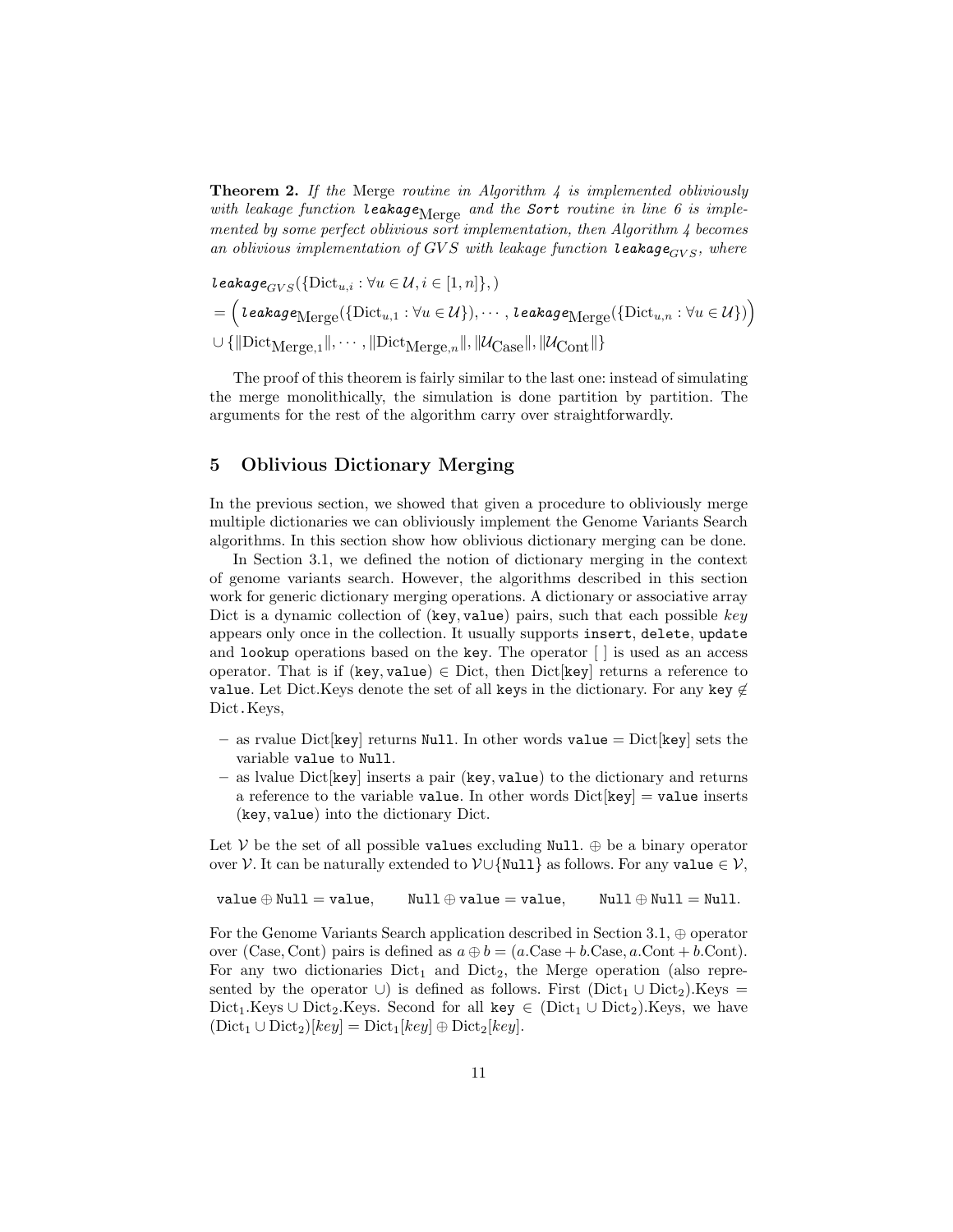**Theorem 2.** *If the* Merge *routine in Algorithm 4 is implemented obliviously with leakage function* $\texttt{leakage}_{\text{Merge}}$ *and the* **Sort** *routine in line 6 is implemented by some perfect oblivious sort implementation, then Algorithm 4 becomes an oblivious implementation of GVS with leakage function* $\texttt{leakage}_{GVS}$*, where*

$$
\begin{aligned}
&\texttt{leakage}_{GVS}(\{\text{Dict}_{u,i} : \forall u \in \mathcal{U}, i \in [1, n]\},)\\
&= \Big(\texttt{leakage}_{\text{Merge}}(\{\text{Dict}_{u,1} : \forall u \in \mathcal{U}\}), \cdots, \texttt{leakage}_{\text{Merge}}(\{\text{Dict}_{u,n} : \forall u \in \mathcal{U}\})\Big)\\
&\cup \{\|\text{Dict}_{\text{Merge},1}\|, \cdots, \|\text{Dict}_{\text{Merge},n}\|, \|\mathcal{U}_{\text{Case}}\|, \|\mathcal{U}_{\text{Cont}}\|\}
\end{aligned}
$$

The proof of this theorem is fairly similar to the last one: instead of simulating the merge monolithically, the simulation is done partition by partition. The arguments for the rest of the algorithm carry over straightforwardly.

## 5 Oblivious Dictionary Merging

In the previous section, we showed that given a procedure to obliviously merge multiple dictionaries we can obliviously implement the Genome Variants Search algorithms. In this section show how oblivious dictionary merging can be done.

In Section 3.1, we defined the notion of dictionary merging in the context of genome variants search. However, the algorithms described in this section work for generic dictionary merging operations. A dictionary or associative array Dict is a dynamic collection of $(\texttt{key}, \texttt{value})$ pairs, such that each possible *key* appears only once in the collection. It usually supports `insert`, `delete`, `update` and `lookup` operations based on the `key`. The operator [ ] is used as an access operator. That is if $(\texttt{key}, \texttt{value}) \in \text{Dict}$, then $\text{Dict}[\texttt{key}]$ returns a reference to `value`. Let Dict.Keys denote the set of all `key`s in the dictionary. For any $\texttt{key} \notin \text{Dict.Keys}$,

- as rvalue $\text{Dict}[\texttt{key}]$ returns `Null`. In other words $\texttt{value} = \text{Dict}[\texttt{key}]$ sets the variable `value` to `Null`.
- as lvalue $\text{Dict}[\texttt{key}]$ inserts a pair $(\texttt{key}, \texttt{value})$ to the dictionary and returns a reference to the variable `value`. In other words $\text{Dict}[\texttt{key}] = \texttt{value}$ inserts $(\texttt{key}, \texttt{value})$ into the dictionary Dict.

Let $\mathcal{V}$ be the set of all possible `value`s excluding `Null`. $\oplus$ be a binary operator over $\mathcal{V}$. It can be naturally extended to $\mathcal{V} \cup \{\texttt{Null}\}$ as follows. For any $\texttt{value} \in \mathcal{V}$,

$$
\texttt{value} \oplus \texttt{Null} = \texttt{value}, \qquad \texttt{Null} \oplus \texttt{value} = \texttt{value}, \qquad \texttt{Null} \oplus \texttt{Null} = \texttt{Null}.
$$

For the Genome Variants Search application described in Section 3.1, $\oplus$ operator over (Case, Cont) pairs is defined as $a \oplus b = (a.\text{Case} + b.\text{Case}, a.\text{Cont} + b.\text{Cont})$. For any two dictionaries $\text{Dict}_1$ and $\text{Dict}_2$, the Merge operation (also represented by the operator $\cup$) is defined as follows. First $(\text{Dict}_1 \cup \text{Dict}_2).\text{Keys} = \text{Dict}_1.\text{Keys} \cup \text{Dict}_2.\text{Keys}$. Second for all $\texttt{key} \in (\text{Dict}_1 \cup \text{Dict}_2).\text{Keys}$, we have $(\text{Dict}_1 \cup \text{Dict}_2)[key] = \text{Dict}_1[key] \oplus \text{Dict}_2[key]$.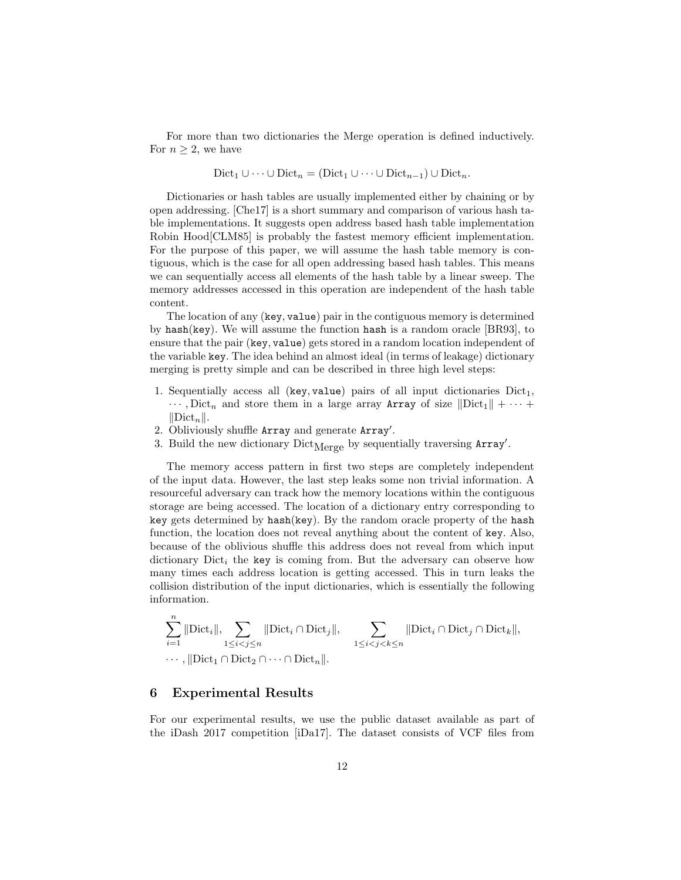For more than two dictionaries the Merge operation is defined inductively. For $n \geq 2$, we have

$$\text{Dict}_1 \cup \cdots \cup \text{Dict}_n = (\text{Dict}_1 \cup \cdots \cup \text{Dict}_{n-1}) \cup \text{Dict}_n.$$

Dictionaries or hash tables are usually implemented either by chaining or by open addressing. [Che17] is a short summary and comparison of various hash table implementations. It suggests open address based hash table implementation Robin Hood[CLM85] is probably the fastest memory efficient implementation. For the purpose of this paper, we will assume the hash table memory is contiguous, which is the case for all open addressing based hash tables. This means we can sequentially access all elements of the hash table by a linear sweep. The memory addresses accessed in this operation are independent of the hash table content.

The location of any (`key`, `value`) pair in the contiguous memory is determined by `hash`(`key`). We will assume the function `hash` is a random oracle [BR93], to ensure that the pair (`key`, `value`) gets stored in a random location independent of the variable `key`. The idea behind an almost ideal (in terms of leakage) dictionary merging is pretty simple and can be described in three high level steps:

1. Sequentially access all (`key`, `value`) pairs of all input dictionaries $\text{Dict}_1, \cdots, \text{Dict}_n$ and store them in a large array `Array` of size $\|\text{Dict}_1\| + \cdots + \|\text{Dict}_n\|$.
2. Obliviously shuffle `Array` and generate `Array'`.
3. Build the new dictionary $\text{Dict}_{\text{Merge}}$ by sequentially traversing `Array'`.

The memory access pattern in first two steps are completely independent of the input data. However, the last step leaks some non trivial information. A resourceful adversary can track how the memory locations within the contiguous storage are being accessed. The location of a dictionary entry corresponding to `key` gets determined by `hash`(`key`). By the random oracle property of the `hash` function, the location does not reveal anything about the content of `key`. Also, because of the oblivious shuffle this address does not reveal from which input dictionary $\text{Dict}_i$ the `key` is coming from. But the adversary can observe how many times each address location is getting accessed. This in turn leaks the collision distribution of the input dictionaries, which is essentially the following information.

$$\sum_{i=1}^{n} \|\text{Dict}_i\|, \sum_{1 \leq i < j \leq n} \|\text{Dict}_i \cap \text{Dict}_j\|, \quad \sum_{1 \leq i < j < k \leq n} \|\text{Dict}_i \cap \text{Dict}_j \cap \text{Dict}_k\|,$$
$$\cdots, \|\text{Dict}_1 \cap \text{Dict}_2 \cap \cdots \cap \text{Dict}_n\|.$$

## 6 Experimental Results

For our experimental results, we use the public dataset available as part of the iDash 2017 competition [iDa17]. The dataset consists of VCF files from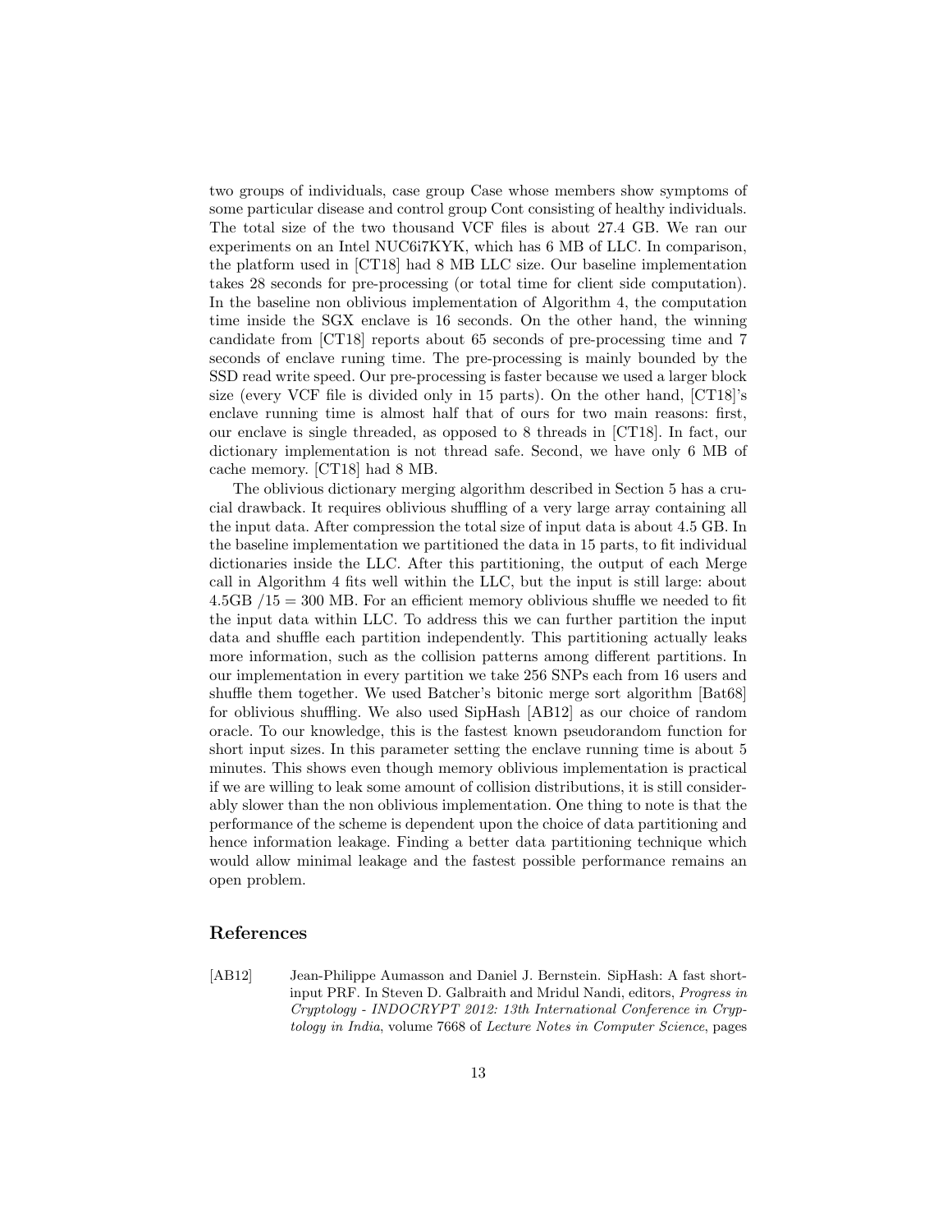two groups of individuals, case group Case whose members show symptoms of some particular disease and control group Cont consisting of healthy individuals. The total size of the two thousand VCF files is about 27.4 GB. We ran our experiments on an Intel NUC6i7KYK, which has 6 MB of LLC. In comparison, the platform used in [CT18] had 8 MB LLC size. Our baseline implementation takes 28 seconds for pre-processing (or total time for client side computation). In the baseline non oblivious implementation of Algorithm 4, the computation time inside the SGX enclave is 16 seconds. On the other hand, the winning candidate from [CT18] reports about 65 seconds of pre-processing time and 7 seconds of enclave runing time. The pre-processing is mainly bounded by the SSD read write speed. Our pre-processing is faster because we used a larger block size (every VCF file is divided only in 15 parts). On the other hand, [CT18]'s enclave running time is almost half that of ours for two main reasons: first, our enclave is single threaded, as opposed to 8 threads in [CT18]. In fact, our dictionary implementation is not thread safe. Second, we have only 6 MB of cache memory. [CT18] had 8 MB.

The oblivious dictionary merging algorithm described in Section 5 has a crucial drawback. It requires oblivious shuffling of a very large array containing all the input data. After compression the total size of input data is about 4.5 GB. In the baseline implementation we partitioned the data in 15 parts, to fit individual dictionaries inside the LLC. After this partitioning, the output of each Merge call in Algorithm 4 fits well within the LLC, but the input is still large: about 4.5GB /15 = 300 MB. For an efficient memory oblivious shuffle we needed to fit the input data within LLC. To address this we can further partition the input data and shuffle each partition independently. This partitioning actually leaks more information, such as the collision patterns among different partitions. In our implementation in every partition we take 256 SNPs each from 16 users and shuffle them together. We used Batcher's bitonic merge sort algorithm [Bat68] for oblivious shuffling. We also used SipHash [AB12] as our choice of random oracle. To our knowledge, this is the fastest known pseudorandom function for short input sizes. In this parameter setting the enclave running time is about 5 minutes. This shows even though memory oblivious implementation is practical if we are willing to leak some amount of collision distributions, it is still considerably slower than the non oblivious implementation. One thing to note is that the performance of the scheme is dependent upon the choice of data partitioning and hence information leakage. Finding a better data partitioning technique which would allow minimal leakage and the fastest possible performance remains an open problem.

## References

[AB12] Jean-Philippe Aumasson and Daniel J. Bernstein. SipHash: A fast short-input PRF. In Steven D. Galbraith and Mridul Nandi, editors, *Progress in Cryptology - INDOCRYPT 2012: 13th International Conference in Cryptology in India*, volume 7668 of *Lecture Notes in Computer Science*, pages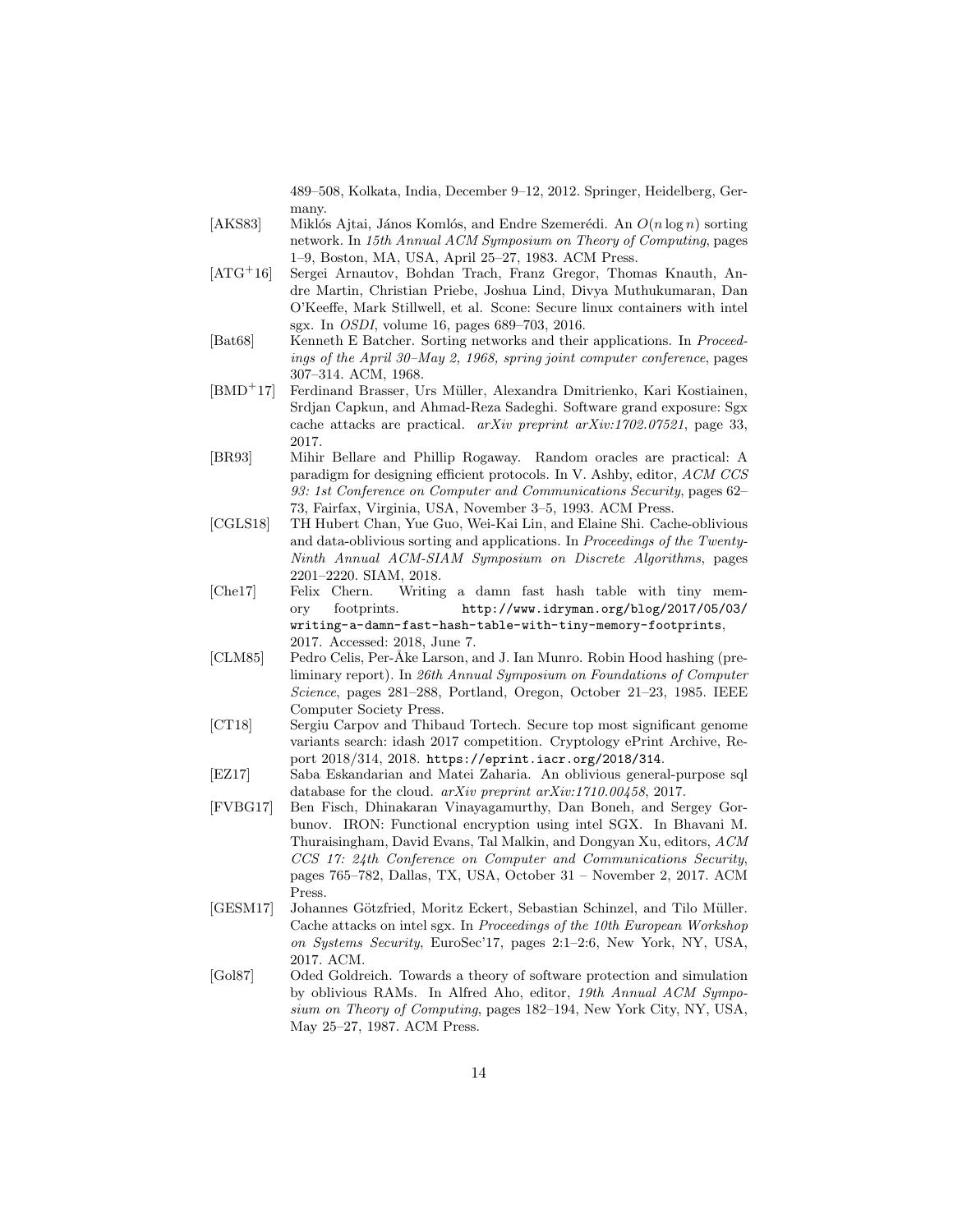489–508, Kolkata, India, December 9–12, 2012. Springer, Heidelberg, Germany.

[AKS83] Miklós Ajtai, János Komlós, and Endre Szemerédi. An $O(n \log n)$ sorting network. In *15th Annual ACM Symposium on Theory of Computing*, pages 1–9, Boston, MA, USA, April 25–27, 1983. ACM Press.

[ATG+16] Sergei Arnautov, Bohdan Trach, Franz Gregor, Thomas Knauth, Andre Martin, Christian Priebe, Joshua Lind, Divya Muthukumaran, Dan O'Keeffe, Mark Stillwell, et al. Scone: Secure linux containers with intel sgx. In *OSDI*, volume 16, pages 689–703, 2016.

[Bat68] Kenneth E Batcher. Sorting networks and their applications. In *Proceedings of the April 30–May 2, 1968, spring joint computer conference*, pages 307–314. ACM, 1968.

[BMD+17] Ferdinand Brasser, Urs Müller, Alexandra Dmitrienko, Kari Kostiainen, Srdjan Capkun, and Ahmad-Reza Sadeghi. Software grand exposure: Sgx cache attacks are practical. *arXiv preprint arXiv:1702.07521*, page 33, 2017.

[BR93] Mihir Bellare and Phillip Rogaway. Random oracles are practical: A paradigm for designing efficient protocols. In V. Ashby, editor, *ACM CCS 93: 1st Conference on Computer and Communications Security*, pages 62–73, Fairfax, Virginia, USA, November 3–5, 1993. ACM Press.

[CGLS18] TH Hubert Chan, Yue Guo, Wei-Kai Lin, and Elaine Shi. Cache-oblivious and data-oblivious sorting and applications. In *Proceedings of the Twenty-Ninth Annual ACM-SIAM Symposium on Discrete Algorithms*, pages 2201–2220. SIAM, 2018.

[Che17] Felix Chern. Writing a damn fast hash table with tiny memory footprints. `http://www.idryman.org/blog/2017/05/03/writing-a-damn-fast-hash-table-with-tiny-memory-footprints`, 2017. Accessed: 2018, June 7.

[CLM85] Pedro Celis, Per-Åke Larson, and J. Ian Munro. Robin Hood hashing (preliminary report). In *26th Annual Symposium on Foundations of Computer Science*, pages 281–288, Portland, Oregon, October 21–23, 1985. IEEE Computer Society Press.

[CT18] Sergiu Carpov and Thibaud Tortech. Secure top most significant genome variants search: idash 2017 competition. Cryptology ePrint Archive, Report 2018/314, 2018. `https://eprint.iacr.org/2018/314`.

[EZ17] Saba Eskandarian and Matei Zaharia. An oblivious general-purpose sql database for the cloud. *arXiv preprint arXiv:1710.00458*, 2017.

[FVBG17] Ben Fisch, Dhinakaran Vinayagamurthy, Dan Boneh, and Sergey Gorbunov. IRON: Functional encryption using intel SGX. In Bhavani M. Thuraisingham, David Evans, Tal Malkin, and Dongyan Xu, editors, *ACM CCS 17: 24th Conference on Computer and Communications Security*, pages 765–782, Dallas, TX, USA, October 31 – November 2, 2017. ACM Press.

[GESM17] Johannes Götzfried, Moritz Eckert, Sebastian Schinzel, and Tilo Müller. Cache attacks on intel sgx. In *Proceedings of the 10th European Workshop on Systems Security*, EuroSec'17, pages 2:1–2:6, New York, NY, USA, 2017. ACM.

[Gol87] Oded Goldreich. Towards a theory of software protection and simulation by oblivious RAMs. In Alfred Aho, editor, *19th Annual ACM Symposium on Theory of Computing*, pages 182–194, New York City, NY, USA, May 25–27, 1987. ACM Press.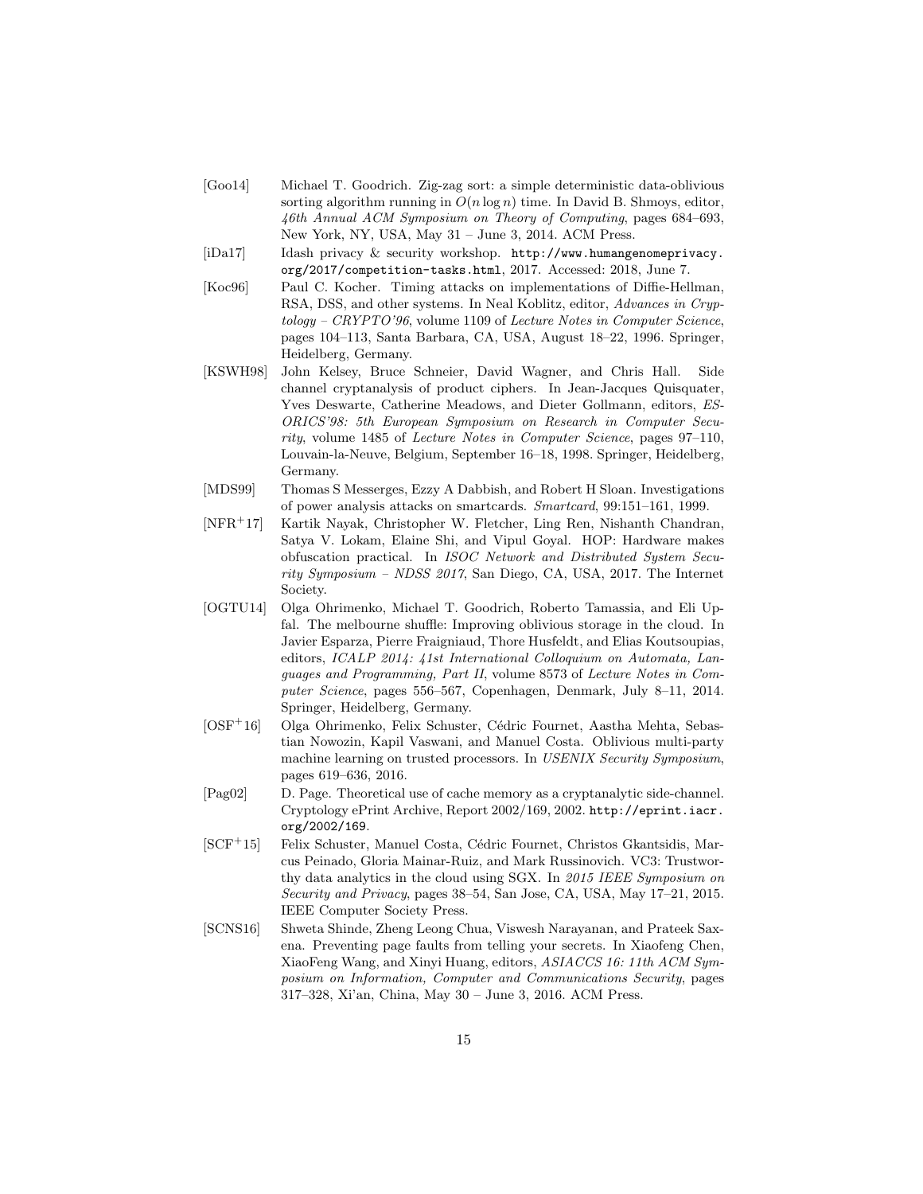[Goo14] Michael T. Goodrich. Zig-zag sort: a simple deterministic data-oblivious sorting algorithm running in $O(n \log n)$ time. In David B. Shmoys, editor, *46th Annual ACM Symposium on Theory of Computing*, pages 684–693, New York, NY, USA, May 31 – June 3, 2014. ACM Press.

[iDa17] Idash privacy & security workshop. `http://www.humangenomeprivacy.org/2017/competition-tasks.html`, 2017. Accessed: 2018, June 7.

[Koc96] Paul C. Kocher. Timing attacks on implementations of Diffie-Hellman, RSA, DSS, and other systems. In Neal Koblitz, editor, *Advances in Cryptology – CRYPTO'96*, volume 1109 of *Lecture Notes in Computer Science*, pages 104–113, Santa Barbara, CA, USA, August 18–22, 1996. Springer, Heidelberg, Germany.

[KSWH98] John Kelsey, Bruce Schneier, David Wagner, and Chris Hall. Side channel cryptanalysis of product ciphers. In Jean-Jacques Quisquater, Yves Deswarte, Catherine Meadows, and Dieter Gollmann, editors, *ESORICS'98: 5th European Symposium on Research in Computer Security*, volume 1485 of *Lecture Notes in Computer Science*, pages 97–110, Louvain-la-Neuve, Belgium, September 16–18, 1998. Springer, Heidelberg, Germany.

[MDS99] Thomas S Messerges, Ezzy A Dabbish, and Robert H Sloan. Investigations of power analysis attacks on smartcards. *Smartcard*, 99:151–161, 1999.

[NFR+17] Kartik Nayak, Christopher W. Fletcher, Ling Ren, Nishanth Chandran, Satya V. Lokam, Elaine Shi, and Vipul Goyal. HOP: Hardware makes obfuscation practical. In *ISOC Network and Distributed System Security Symposium – NDSS 2017*, San Diego, CA, USA, 2017. The Internet Society.

[OGTU14] Olga Ohrimenko, Michael T. Goodrich, Roberto Tamassia, and Eli Upfal. The melbourne shuffle: Improving oblivious storage in the cloud. In Javier Esparza, Pierre Fraigniaud, Thore Husfeldt, and Elias Koutsoupias, editors, *ICALP 2014: 41st International Colloquium on Automata, Languages and Programming, Part II*, volume 8573 of *Lecture Notes in Computer Science*, pages 556–567, Copenhagen, Denmark, July 8–11, 2014. Springer, Heidelberg, Germany.

[OSF+16] Olga Ohrimenko, Felix Schuster, Cédric Fournet, Aastha Mehta, Sebastian Nowozin, Kapil Vaswani, and Manuel Costa. Oblivious multi-party machine learning on trusted processors. In *USENIX Security Symposium*, pages 619–636, 2016.

[Pag02] D. Page. Theoretical use of cache memory as a cryptanalytic side-channel. Cryptology ePrint Archive, Report 2002/169, 2002. `http://eprint.iacr.org/2002/169`.

[SCF+15] Felix Schuster, Manuel Costa, Cédric Fournet, Christos Gkantsidis, Marcus Peinado, Gloria Mainar-Ruiz, and Mark Russinovich. VC3: Trustworthy data analytics in the cloud using SGX. In *2015 IEEE Symposium on Security and Privacy*, pages 38–54, San Jose, CA, USA, May 17–21, 2015. IEEE Computer Society Press.

[SCNS16] Shweta Shinde, Zheng Leong Chua, Viswesh Narayanan, and Prateek Saxena. Preventing page faults from telling your secrets. In Xiaofeng Chen, XiaoFeng Wang, and Xinyi Huang, editors, *ASIACCS 16: 11th ACM Symposium on Information, Computer and Communications Security*, pages 317–328, Xi'an, China, May 30 – June 3, 2016. ACM Press.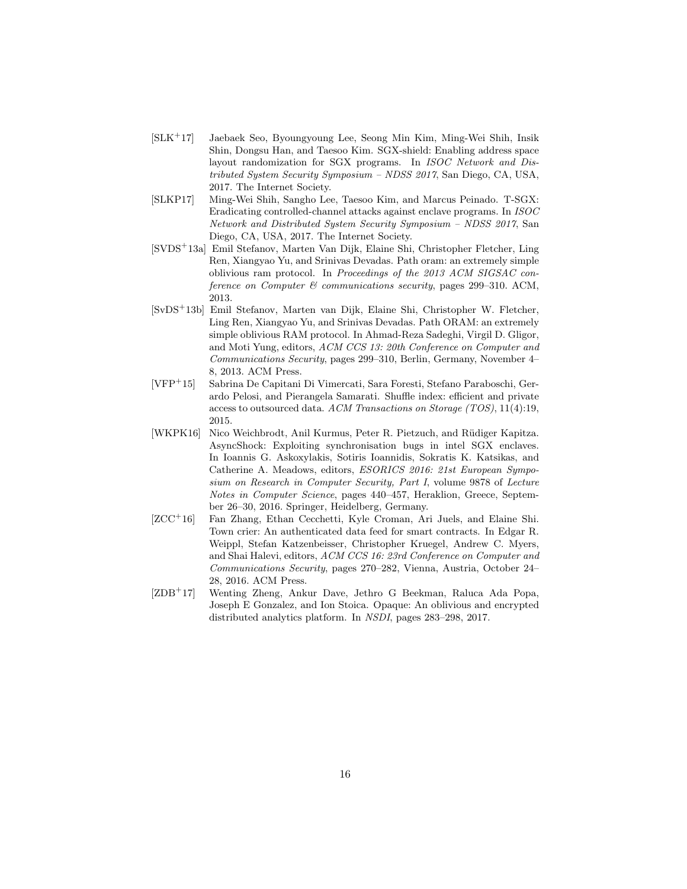[SLK+17] Jaebaek Seo, Byoungyoung Lee, Seong Min Kim, Ming-Wei Shih, Insik Shin, Dongsu Han, and Taesoo Kim. SGX-shield: Enabling address space layout randomization for SGX programs. In *ISOC Network and Distributed System Security Symposium – NDSS 2017*, San Diego, CA, USA, 2017. The Internet Society.

[SLKP17] Ming-Wei Shih, Sangho Lee, Taesoo Kim, and Marcus Peinado. T-SGX: Eradicating controlled-channel attacks against enclave programs. In *ISOC Network and Distributed System Security Symposium – NDSS 2017*, San Diego, CA, USA, 2017. The Internet Society.

[SVDS+13a] Emil Stefanov, Marten Van Dijk, Elaine Shi, Christopher Fletcher, Ling Ren, Xiangyao Yu, and Srinivas Devadas. Path oram: an extremely simple oblivious ram protocol. In *Proceedings of the 2013 ACM SIGSAC conference on Computer & communications security*, pages 299–310. ACM, 2013.

[SvDS+13b] Emil Stefanov, Marten van Dijk, Elaine Shi, Christopher W. Fletcher, Ling Ren, Xiangyao Yu, and Srinivas Devadas. Path ORAM: an extremely simple oblivious RAM protocol. In Ahmad-Reza Sadeghi, Virgil D. Gligor, and Moti Yung, editors, *ACM CCS 13: 20th Conference on Computer and Communications Security*, pages 299–310, Berlin, Germany, November 4–8, 2013. ACM Press.

[VFP+15] Sabrina De Capitani Di Vimercati, Sara Foresti, Stefano Paraboschi, Gerardo Pelosi, and Pierangela Samarati. Shuffle index: efficient and private access to outsourced data. *ACM Transactions on Storage (TOS)*, 11(4):19, 2015.

[WKPK16] Nico Weichbrodt, Anil Kurmus, Peter R. Pietzuch, and Rüdiger Kapitza. AsyncShock: Exploiting synchronisation bugs in intel SGX enclaves. In Ioannis G. Askoxylakis, Sotiris Ioannidis, Sokratis K. Katsikas, and Catherine A. Meadows, editors, *ESORICS 2016: 21st European Symposium on Research in Computer Security, Part I*, volume 9878 of *Lecture Notes in Computer Science*, pages 440–457, Heraklion, Greece, September 26–30, 2016. Springer, Heidelberg, Germany.

[ZCC+16] Fan Zhang, Ethan Cecchetti, Kyle Croman, Ari Juels, and Elaine Shi. Town crier: An authenticated data feed for smart contracts. In Edgar R. Weippl, Stefan Katzenbeisser, Christopher Kruegel, Andrew C. Myers, and Shai Halevi, editors, *ACM CCS 16: 23rd Conference on Computer and Communications Security*, pages 270–282, Vienna, Austria, October 24–28, 2016. ACM Press.

[ZDB+17] Wenting Zheng, Ankur Dave, Jethro G Beekman, Raluca Ada Popa, Joseph E Gonzalez, and Ion Stoica. Opaque: An oblivious and encrypted distributed analytics platform. In *NSDI*, pages 283–298, 2017.